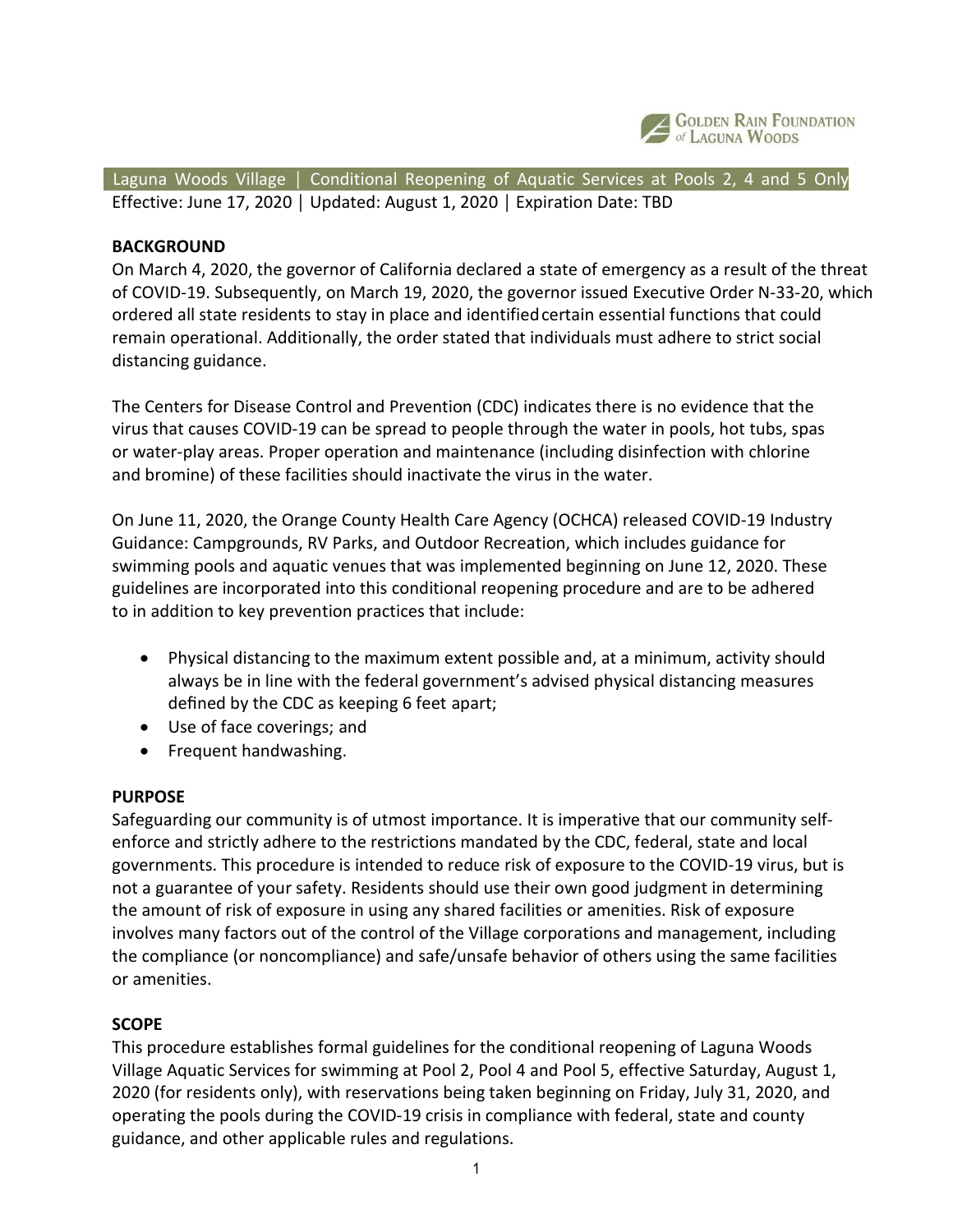Golden Rain Foundation of Laguna Woods

Laguna Woods Village | Conditional Reopening of Aquatic Services at Pools 2, 4 and 5 Only

Effective: June 17, 2020 | Updated: August 1, 2020 | Expiration Date: TBD

**BACKGROUND**

On March 4, 2020, the governor of California declared a state of emergency as a result of the threat of COVID-19. Subsequently, on March 19, 2020, the governor issued Executive Order N-33-20, which ordered all state residents to stay in place and identified certain essential functions that could remain operational. Additionally, the order stated that individuals must adhere to strict social distancing guidance.

The Centers for Disease Control and Prevention (CDC) indicates there is no evidence that the virus that causes COVID-19 can be spread to people through the water in pools, hot tubs, spas or water-play areas. Proper operation and maintenance (including disinfection with chlorine and bromine) of these facilities should inactivate the virus in the water.

On June 11, 2020, the Orange County Health Care Agency (OCHCA) released COVID-19 Industry Guidance: Campgrounds, RV Parks, and Outdoor Recreation, which includes guidance for swimming pools and aquatic venues that was implemented beginning on June 12, 2020. These guidelines are incorporated into this conditional reopening procedure and are to be adhered to in addition to key prevention practices that include:

- Physical distancing to the maximum extent possible and, at a minimum, activity should always be in line with the federal government's advised physical distancing measures defined by the CDC as keeping 6 feet apart;
- Use of face coverings; and
- Frequent handwashing.

**PURPOSE**

Safeguarding our community is of utmost importance. It is imperative that our community self-enforce and strictly adhere to the restrictions mandated by the CDC, federal, state and local governments. This procedure is intended to reduce risk of exposure to the COVID-19 virus, but is not a guarantee of your safety. Residents should use their own good judgment in determining the amount of risk of exposure in using any shared facilities or amenities. Risk of exposure involves many factors out of the control of the Village corporations and management, including the compliance (or noncompliance) and safe/unsafe behavior of others using the same facilities or amenities.

**SCOPE**

This procedure establishes formal guidelines for the conditional reopening of Laguna Woods Village Aquatic Services for swimming at Pool 2, Pool 4 and Pool 5, effective Saturday, August 1, 2020 (for residents only), with reservations being taken beginning on Friday, July 31, 2020, and operating the pools during the COVID-19 crisis in compliance with federal, state and county guidance, and other applicable rules and regulations.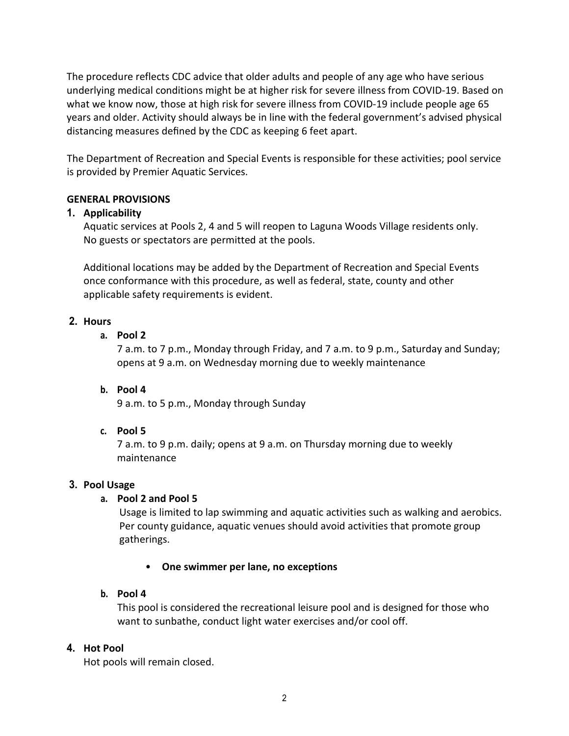The procedure reflects CDC advice that older adults and people of any age who have serious underlying medical conditions might be at higher risk for severe illness from COVID-19. Based on what we know now, those at high risk for severe illness from COVID-19 include people age 65 years and older. Activity should always be in line with the federal government's advised physical distancing measures defined by the CDC as keeping 6 feet apart.

The Department of Recreation and Special Events is responsible for these activities; pool service is provided by Premier Aquatic Services.

**GENERAL PROVISIONS**

1. **Applicability**

   Aquatic services at Pools 2, 4 and 5 will reopen to Laguna Woods Village residents only. No guests or spectators are permitted at the pools.

   Additional locations may be added by the Department of Recreation and Special Events once conformance with this procedure, as well as federal, state, county and other applicable safety requirements is evident.

2. **Hours**

   a. **Pool 2**

      7 a.m. to 7 p.m., Monday through Friday, and 7 a.m. to 9 p.m., Saturday and Sunday; opens at 9 a.m. on Wednesday morning due to weekly maintenance

   b. **Pool 4**

      9 a.m. to 5 p.m., Monday through Sunday

   c. **Pool 5**

      7 a.m. to 9 p.m. daily; opens at 9 a.m. on Thursday morning due to weekly maintenance

3. **Pool Usage**

   a. **Pool 2 and Pool 5**

      Usage is limited to lap swimming and aquatic activities such as walking and aerobics. Per county guidance, aquatic venues should avoid activities that promote group gatherings.

      - **One swimmer per lane, no exceptions**

   b. **Pool 4**

      This pool is considered the recreational leisure pool and is designed for those who want to sunbathe, conduct light water exercises and/or cool off.

4. **Hot Pool**

   Hot pools will remain closed.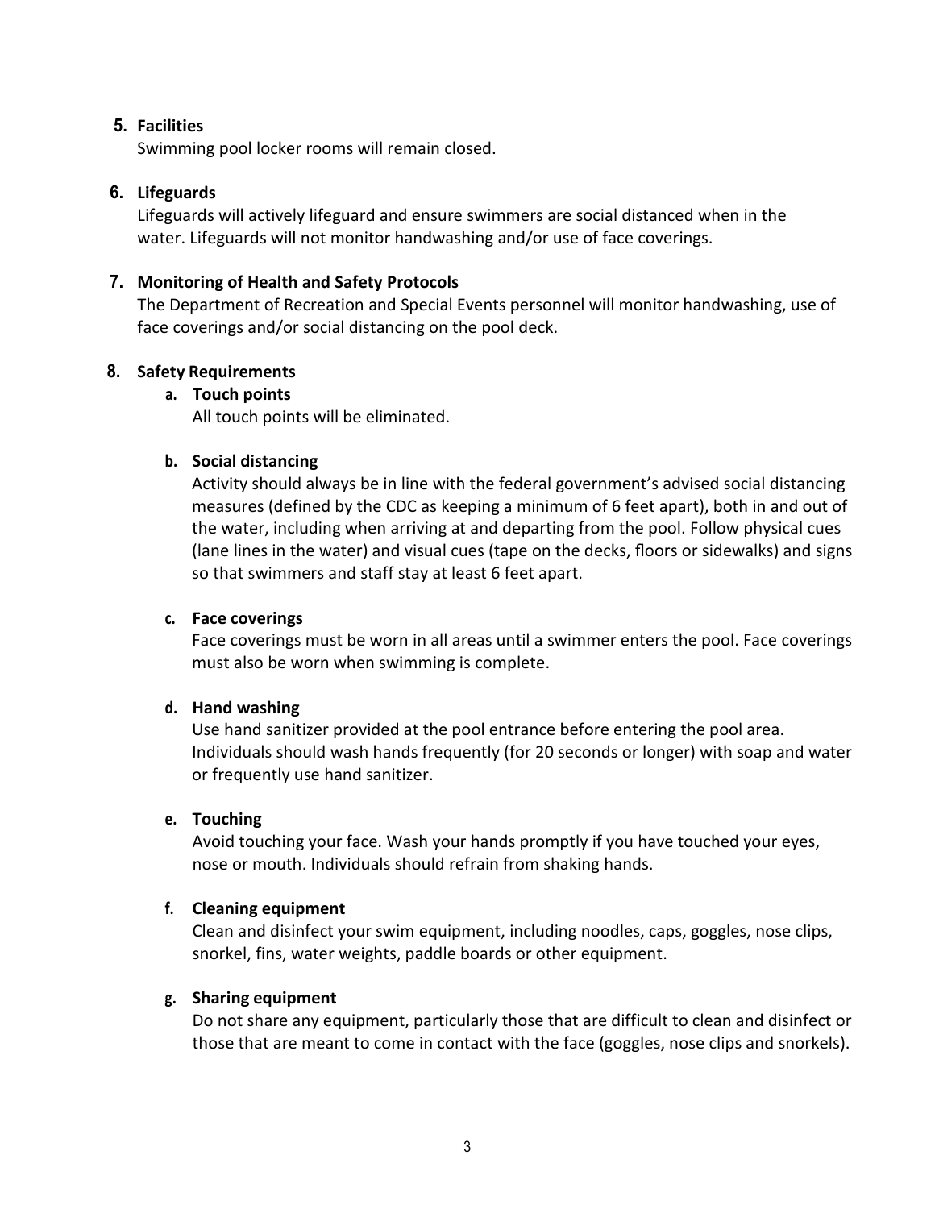## 5. Facilities

Swimming pool locker rooms will remain closed.

## 6. Lifeguards

Lifeguards will actively lifeguard and ensure swimmers are social distanced when in the water. Lifeguards will not monitor handwashing and/or use of face coverings.

## 7. Monitoring of Health and Safety Protocols

The Department of Recreation and Special Events personnel will monitor handwashing, use of face coverings and/or social distancing on the pool deck.

## 8. Safety Requirements

### a. Touch points

All touch points will be eliminated.

### b. Social distancing

Activity should always be in line with the federal government's advised social distancing measures (defined by the CDC as keeping a minimum of 6 feet apart), both in and out of the water, including when arriving at and departing from the pool. Follow physical cues (lane lines in the water) and visual cues (tape on the decks, floors or sidewalks) and signs so that swimmers and staff stay at least 6 feet apart.

### c. Face coverings

Face coverings must be worn in all areas until a swimmer enters the pool. Face coverings must also be worn when swimming is complete.

### d. Hand washing

Use hand sanitizer provided at the pool entrance before entering the pool area. Individuals should wash hands frequently (for 20 seconds or longer) with soap and water or frequently use hand sanitizer.

### e. Touching

Avoid touching your face. Wash your hands promptly if you have touched your eyes, nose or mouth. Individuals should refrain from shaking hands.

### f. Cleaning equipment

Clean and disinfect your swim equipment, including noodles, caps, goggles, nose clips, snorkel, fins, water weights, paddle boards or other equipment.

### g. Sharing equipment

Do not share any equipment, particularly those that are difficult to clean and disinfect or those that are meant to come in contact with the face (goggles, nose clips and snorkels).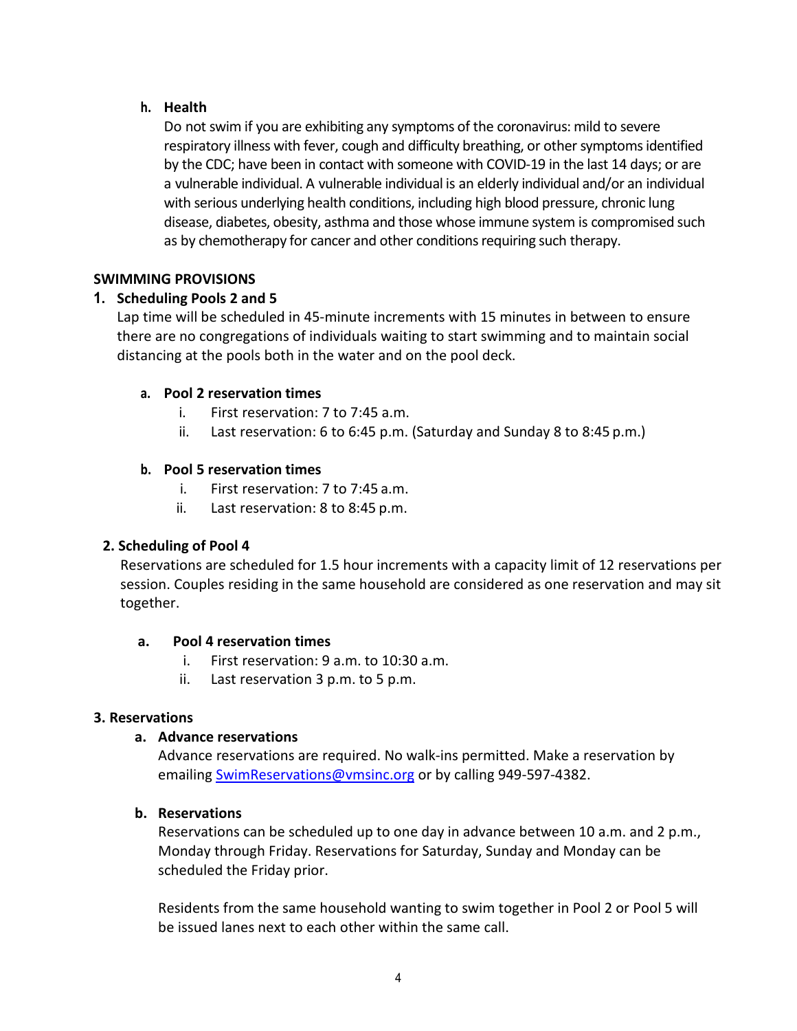**h. Health**

Do not swim if you are exhibiting any symptoms of the coronavirus: mild to severe respiratory illness with fever, cough and difficulty breathing, or other symptoms identified by the CDC; have been in contact with someone with COVID-19 in the last 14 days; or are a vulnerable individual. A vulnerable individual is an elderly individual and/or an individual with serious underlying health conditions, including high blood pressure, chronic lung disease, diabetes, obesity, asthma and those whose immune system is compromised such as by chemotherapy for cancer and other conditions requiring such therapy.

## SWIMMING PROVISIONS

### 1. Scheduling Pools 2 and 5

Lap time will be scheduled in 45-minute increments with 15 minutes in between to ensure there are no congregations of individuals waiting to start swimming and to maintain social distancing at the pools both in the water and on the pool deck.

**a. Pool 2 reservation times**

- i. First reservation: 7 to 7:45 a.m.
- ii. Last reservation: 6 to 6:45 p.m. (Saturday and Sunday 8 to 8:45 p.m.)

**b. Pool 5 reservation times**

- i. First reservation: 7 to 7:45 a.m.
- ii. Last reservation: 8 to 8:45 p.m.

### 2. Scheduling of Pool 4

Reservations are scheduled for 1.5 hour increments with a capacity limit of 12 reservations per session. Couples residing in the same household are considered as one reservation and may sit together.

**a. Pool 4 reservation times**

- i. First reservation: 9 a.m. to 10:30 a.m.
- ii. Last reservation 3 p.m. to 5 p.m.

### 3. Reservations

**a. Advance reservations**

Advance reservations are required. No walk-ins permitted. Make a reservation by emailing SwimReservations@vmsinc.org or by calling 949-597-4382.

**b. Reservations**

Reservations can be scheduled up to one day in advance between 10 a.m. and 2 p.m., Monday through Friday. Reservations for Saturday, Sunday and Monday can be scheduled the Friday prior.

Residents from the same household wanting to swim together in Pool 2 or Pool 5 will be issued lanes next to each other within the same call.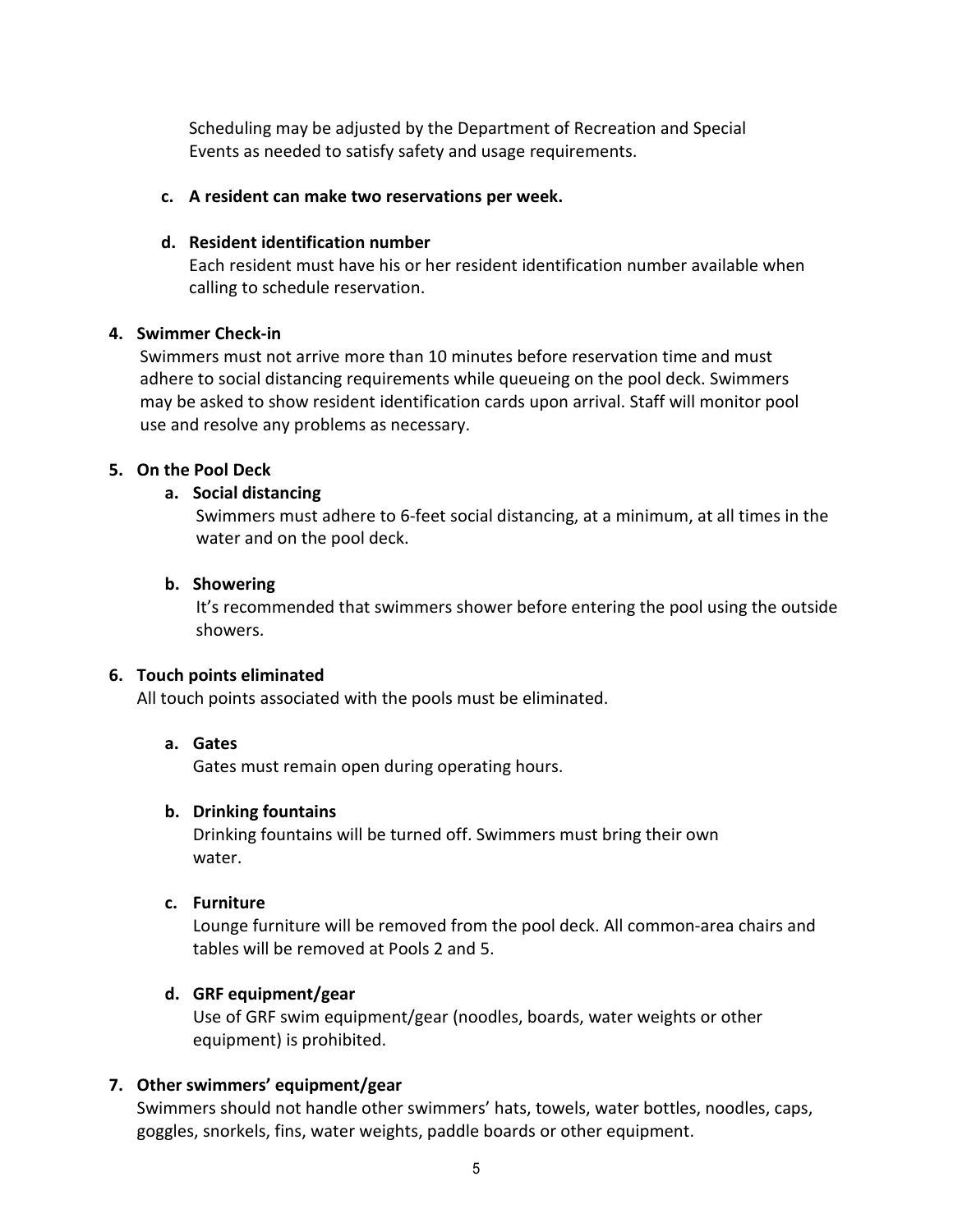Scheduling may be adjusted by the Department of Recreation and Special Events as needed to satisfy safety and usage requirements.

c. **A resident can make two reservations per week.**

d. **Resident identification number**
   Each resident must have his or her resident identification number available when calling to schedule reservation.

**4. Swimmer Check-in**

Swimmers must not arrive more than 10 minutes before reservation time and must adhere to social distancing requirements while queueing on the pool deck. Swimmers may be asked to show resident identification cards upon arrival. Staff will monitor pool use and resolve any problems as necessary.

**5. On the Pool Deck**

a. **Social distancing**
   Swimmers must adhere to 6-feet social distancing, at a minimum, at all times in the water and on the pool deck.

b. **Showering**
   It's recommended that swimmers shower before entering the pool using the outside showers.

**6. Touch points eliminated**

All touch points associated with the pools must be eliminated.

a. **Gates**
   Gates must remain open during operating hours.

b. **Drinking fountains**
   Drinking fountains will be turned off. Swimmers must bring their own water.

c. **Furniture**
   Lounge furniture will be removed from the pool deck. All common-area chairs and tables will be removed at Pools 2 and 5.

d. **GRF equipment/gear**
   Use of GRF swim equipment/gear (noodles, boards, water weights or other equipment) is prohibited.

**7. Other swimmers' equipment/gear**

Swimmers should not handle other swimmers' hats, towels, water bottles, noodles, caps, goggles, snorkels, fins, water weights, paddle boards or other equipment.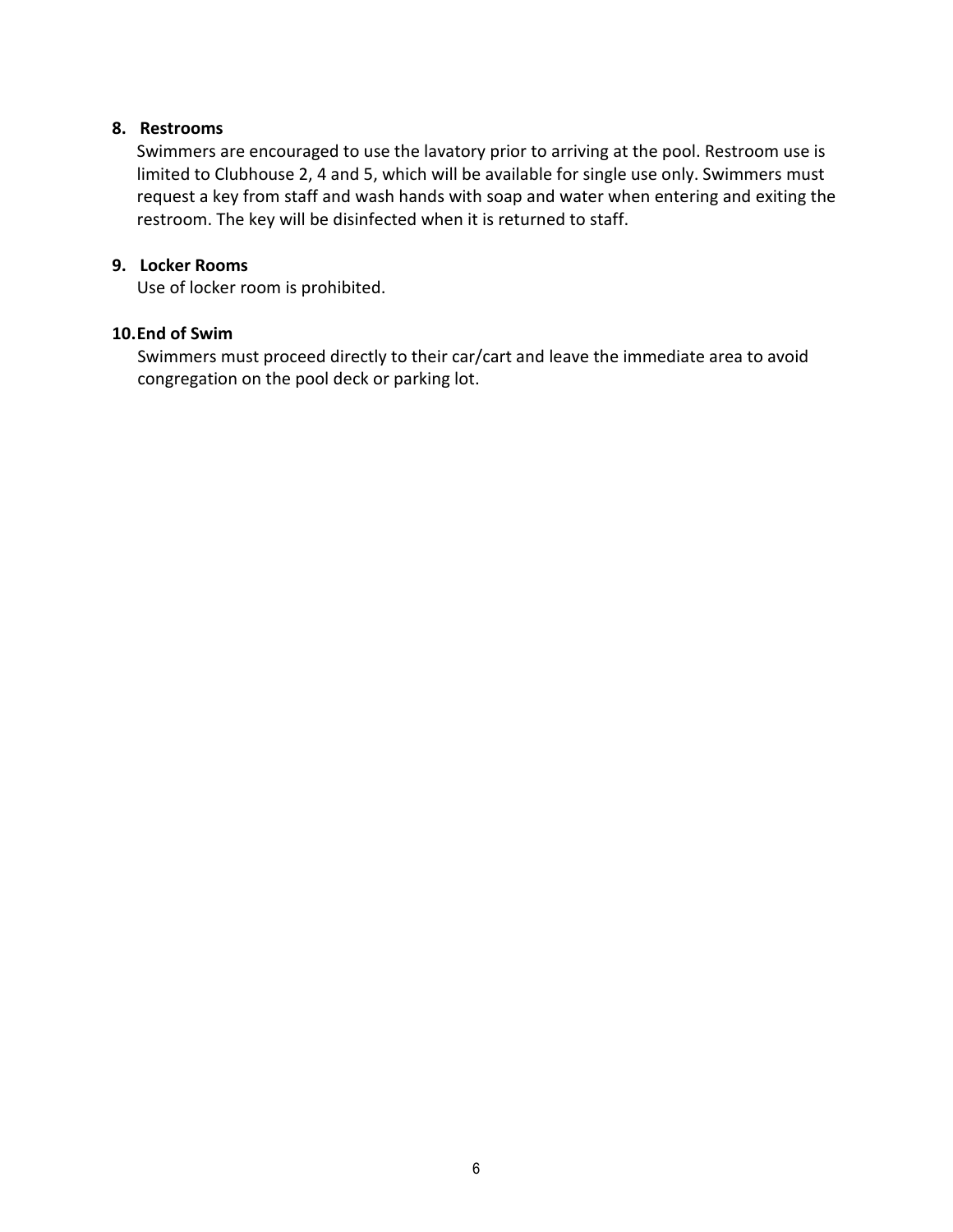**8. Restrooms**

Swimmers are encouraged to use the lavatory prior to arriving at the pool. Restroom use is limited to Clubhouse 2, 4 and 5, which will be available for single use only. Swimmers must request a key from staff and wash hands with soap and water when entering and exiting the restroom. The key will be disinfected when it is returned to staff.

**9. Locker Rooms**

Use of locker room is prohibited.

**10. End of Swim**

Swimmers must proceed directly to their car/cart and leave the immediate area to avoid congregation on the pool deck or parking lot.